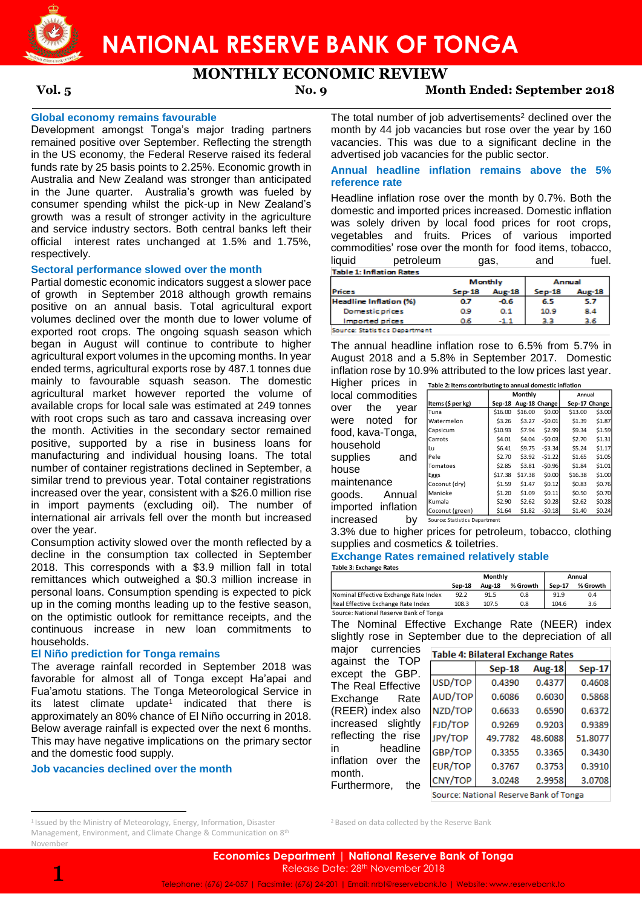# NATIONAL RESERVE BANK OF TONGA

## MONTHLY ECONOMIC REVIEW

**Vol. 5** **No. 9** **Month Ended: September 2018**

### Global economy remains favourable

Development amongst Tonga's major trading partners remained positive over September. Reflecting the strength in the US economy, the Federal Reserve raised its federal funds rate by 25 basis points to 2.25%. Economic growth in Australia and New Zealand was stronger than anticipated in the June quarter. Australia's growth was fueled by consumer spending whilst the pick-up in New Zealand's growth was a result of stronger activity in the agriculture and service industry sectors. Both central banks left their official interest rates unchanged at 1.5% and 1.75%, respectively.

### Sectoral performance slowed over the month

Partial domestic economic indicators suggest a slower pace of growth in September 2018 although growth remains positive on an annual basis. Total agricultural export volumes declined over the month due to lower volume of exported root crops. The ongoing squash season which began in August will continue to contribute to higher agricultural export volumes in the upcoming months. In year ended terms, agricultural exports rose by 487.1 tonnes due mainly to favourable squash season. The domestic agricultural market however reported the volume of available crops for local sale was estimated at 249 tonnes with root crops such as taro and cassava increasing over the month. Activities in the secondary sector remained positive, supported by a rise in business loans for manufacturing and individual housing loans. The total number of container registrations declined in September, a similar trend to previous year. Total container registrations increased over the year, consistent with a $26.0 million rise in import payments (excluding oil). The number of international air arrivals fell over the month but increased over the year.

Consumption activity slowed over the month reflected by a decline in the consumption tax collected in September 2018. This corresponds with a $3.9 million fall in total remittances which outweighed a $0.3 million increase in personal loans. Consumption spending is expected to pick up in the coming months leading up to the festive season, on the optimistic outlook for remittance receipts, and the continuous increase in new loan commitments to households.

### El Niño prediction for Tonga remains

The average rainfall recorded in September 2018 was favorable for almost all of Tonga except Ha'apai and Fua'amotu stations. The Tonga Meteorological Service in its latest climate update[1] indicated that there is approximately an 80% chance of El Niño occurring in 2018. Below average rainfall is expected over the next 6 months. This may have negative implications on the primary sector and the domestic food supply.

### Job vacancies declined over the month

The total number of job advertisements[2] declined over the month by 44 job vacancies but rose over the year by 160 vacancies. This was due to a significant decline in the advertised job vacancies for the public sector.

### Annual headline inflation remains above the 5% reference rate

Headline inflation rose over the month by 0.7%. Both the domestic and imported prices increased. Domestic inflation was solely driven by local food prices for root crops, vegetables and fruits. Prices of various imported commodities' rose over the month for food items, tobacco, liquid petroleum gas, and fuel.

**Table 1: Inflation Rates**

| Prices | Monthly | | Annual | |
|---|---|---|---|---|
| | Sep-18 | Aug-18 | Sep-18 | Aug-18 |
| **Headline Inflation (%)** | 0.7 | -0.6 | 6.5 | 5.7 |
| Domestic prices | 0.9 | 0.1 | 10.9 | 8.4 |
| Imported prices | 0.6 | -1.1 | 3.3 | 3.6 |

Source: Statistics Department

The annual headline inflation rose to 6.5% from 5.7% in August 2018 and a 5.8% in September 2017. Domestic inflation rose by 10.9% attributed to the low prices last year. Higher prices in local commodities over the year were noted for food, kava-Tonga, household supplies and house maintenance goods. Annual imported inflation increased by 3.3% due to higher prices for petroleum, tobacco, clothing supplies and cosmetics & toiletries.

**Table 2: Items contributing to annual domestic inflation**

| Items ($ per kg) | Monthly | | | Annual | |
|---|---|---|---|---|---|
| | Sep-18 | Aug-18 | Change | Sep-17 | Change |
| Tuna | $16.00 | $16.00 | $0.00 | $13.00 | $3.00 |
| Watermelon | $3.26 | $3.27 | -$0.01 | $1.39 | $1.87 |
| Capsicum | $10.93 | $7.94 | $2.99 | $9.34 | $1.59 |
| Carrots | $4.01 | $4.04 | -$0.03 | $2.70 | $1.31 |
| Lu | $6.41 | $9.75 | -$3.34 | $5.24 | $1.17 |
| Pele | $2.70 | $3.92 | -$1.22 | $1.65 | $1.05 |
| Tomatoes | $2.85 | $3.81 | -$0.96 | $1.84 | $1.01 |
| Eggs | $17.38 | $17.38 | $0.00 | $16.38 | $1.00 |
| Coconut (dry) | $1.59 | $1.47 | $0.12 | $0.83 | $0.76 |
| Manioke | $1.20 | $1.09 | $0.11 | $0.50 | $0.70 |
| Kumala | $2.90 | $2.62 | $0.28 | $2.62 | $0.28 |
| Coconut (green) | $1.64 | $1.82 | -$0.18 | $1.40 | $0.24 |

Source: Statistics Department

### Exchange Rates remained relatively stable

**Table 3: Exchange Rates**

| | Monthly | | | Annual | |
|---|---|---|---|---|---|
| | Sep-18 | Aug-18 | % Growth | Sep-17 | % Growth |
| Nominal Effective Exchange Rate Index | 92.2 | 91.5 | 0.8 | 91.9 | 0.4 |
| Real Effective Exchange Rate Index | 108.3 | 107.5 | 0.8 | 104.6 | 3.6 |

Source: National Reserve Bank of Tonga

The Nominal Effective Exchange Rate (NEER) index slightly rose in September due to the depreciation of all major currencies against the TOP except the GBP. The Real Effective Exchange Rate (REER) index also increased slightly reflecting the rise in headline inflation over the month. Furthermore, the

**Table 4: Bilateral Exchange Rates**

| | Sep-18 | Aug-18 | Sep-17 |
|---|---|---|---|
| USD/TOP | 0.4390 | 0.4377 | 0.4608 |
| AUD/TOP | 0.6086 | 0.6030 | 0.5868 |
| NZD/TOP | 0.6633 | 0.6590 | 0.6372 |
| FJD/TOP | 0.9269 | 0.9203 | 0.9389 |
| JPY/TOP | 49.7782 | 48.6088 | 51.8077 |
| GBP/TOP | 0.3355 | 0.3365 | 0.3430 |
| EUR/TOP | 0.3767 | 0.3753 | 0.3910 |
| CNY/TOP | 3.0248 | 2.9958 | 3.0708 |

Source: National Reserve Bank of Tonga

---

[1] Issued by the Ministry of Meteorology, Energy, Information, Disaster Management, Environment, and Climate Change & Communication on 8th November

[2] Based on data collected by the Reserve Bank

**Economics Department | National Reserve Bank of Tonga**
Release Date: 28th November 2018
Telephone: (676) 24-057 | Facsimile: (676) 24-201 | Email: nrbt@reservebank.to | Website: www.reservebank.to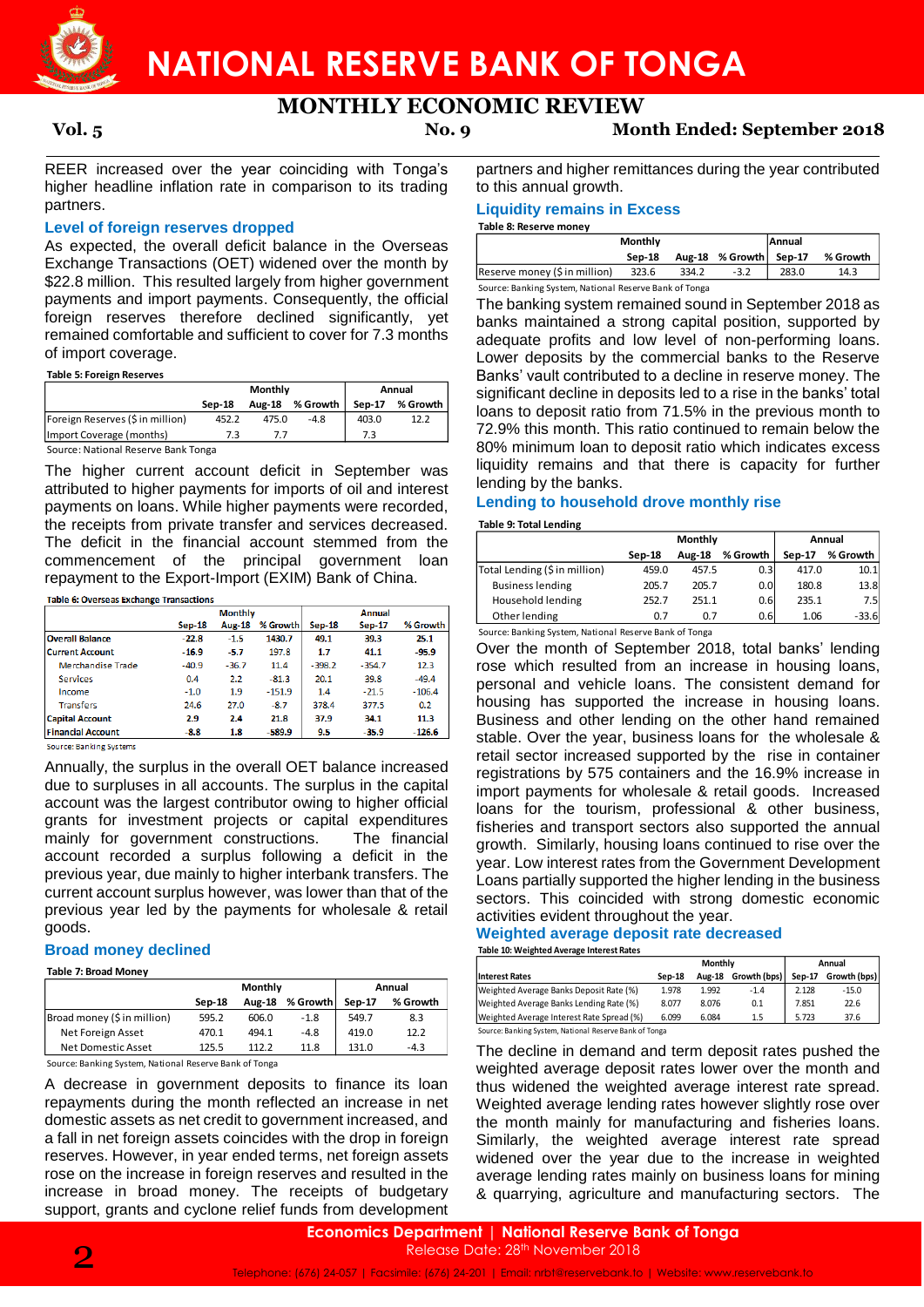REER increased over the year coinciding with Tonga's higher headline inflation rate in comparison to its trading partners.

## Level of foreign reserves dropped

As expected, the overall deficit balance in the Overseas Exchange Transactions (OET) widened over the month by $22.8 million. This resulted largely from higher government payments and import payments. Consequently, the official foreign reserves therefore declined significantly, yet remained comfortable and sufficient to cover for 7.3 months of import coverage.

**Table 5: Foreign Reserves**

| | Monthly | | | Annual | |
|---|---|---|---|---|---|
| | Sep-18 | Aug-18 | % Growth | Sep-17 | % Growth |
| Foreign Reserves ($ in million) | 452.2 | 475.0 | -4.8 | 403.0 | 12.2 |
| Import Coverage (months) | 7.3 | 7.7 | | 7.3 | |

Source: National Reserve Bank Tonga

The higher current account deficit in September was attributed to higher payments for imports of oil and interest payments on loans. While higher payments were recorded, the receipts from private transfer and services decreased. The deficit in the financial account stemmed from the commencement of the principal government loan repayment to the Export-Import (EXIM) Bank of China.

**Table 6: Overseas Exchange Transactions**

| | Monthly | | | Annual | | |
|---|---|---|---|---|---|---|
| | Sep-18 | Aug-18 | % Growth | Sep-18 | Sep-17 | % Growth |
| **Overall Balance** | -22.8 | -1.5 | 1430.7 | 49.1 | 39.3 | 25.1 |
| **Current Account** | -16.9 | -5.7 | 197.8 | 1.7 | 41.1 | -95.9 |
| Merchandise Trade | -40.9 | -36.7 | 11.4 | -398.2 | -354.7 | 12.3 |
| Services | 0.4 | 2.2 | -81.3 | 20.1 | 39.8 | -49.4 |
| Income | -1.0 | 1.9 | -151.9 | 1.4 | -21.5 | -106.4 |
| Transfers | 24.6 | 27.0 | -8.7 | 378.4 | 377.5 | 0.2 |
| **Capital Account** | 2.9 | 2.4 | 21.8 | 37.9 | 34.1 | 11.3 |
| **Financial Account** | -8.8 | 1.8 | -589.9 | 9.5 | -35.9 | -126.6 |

Source: Banking Systems

Annually, the surplus in the overall OET balance increased due to surpluses in all accounts. The surplus in the capital account was the largest contributor owing to higher official grants for investment projects or capital expenditures mainly for government constructions. The financial account recorded a surplus following a deficit in the previous year, due mainly to higher interbank transfers. The current account surplus however, was lower than that of the previous year led by the payments for wholesale & retail goods.

## Broad money declined

**Table 7: Broad Money**

| | Monthly | | | Annual | |
|---|---|---|---|---|---|
| | Sep-18 | Aug-18 | % Growth | Sep-17 | % Growth |
| Broad money ($ in million) | 595.2 | 606.0 | -1.8 | 549.7 | 8.3 |
| Net Foreign Asset | 470.1 | 494.1 | -4.8 | 419.0 | 12.2 |
| Net Domestic Asset | 125.5 | 112.2 | 11.8 | 131.0 | -4.3 |

Source: Banking System, National Reserve Bank of Tonga

A decrease in government deposits to finance its loan repayments during the month reflected an increase in net domestic assets as net credit to government increased, and a fall in net foreign assets coincides with the drop in foreign reserves. However, in year ended terms, net foreign assets rose on the increase in foreign reserves and resulted in the increase in broad money. The receipts of budgetary support, grants and cyclone relief funds from development partners and higher remittances during the year contributed to this annual growth.

## Liquidity remains in Excess

**Table 8: Reserve money**

| | Monthly | | | Annual | |
|---|---|---|---|---|---|
| | Sep-18 | Aug-18 | % Growth | Sep-17 | % Growth |
| Reserve money ($ in million) | 323.6 | 334.2 | -3.2 | 283.0 | 14.3 |

Source: Banking System, National Reserve Bank of Tonga

The banking system remained sound in September 2018 as banks maintained a strong capital position, supported by adequate profits and low level of non-performing loans. Lower deposits by the commercial banks to the Reserve Banks' vault contributed to a decline in reserve money. The significant decline in deposits led to a rise in the banks' total loans to deposit ratio from 71.5% in the previous month to 72.9% this month. This ratio continued to remain below the 80% minimum loan to deposit ratio which indicates excess liquidity remains and that there is capacity for further lending by the banks.

## Lending to household drove monthly rise

**Table 9: Total Lending**

| | Monthly | | | Annual | |
|---|---|---|---|---|---|
| | Sep-18 | Aug-18 | % Growth | Sep-17 | % Growth |
| Total Lending ($ in million) | 459.0 | 457.5 | 0.3 | 417.0 | 10.1 |
| Business lending | 205.7 | 205.7 | 0.0 | 180.8 | 13.8 |
| Household lending | 252.7 | 251.1 | 0.6 | 235.1 | 7.5 |
| Other lending | 0.7 | 0.7 | 0.6 | 1.06 | -33.6 |

Source: Banking System, National Reserve Bank of Tonga

Over the month of September 2018, total banks' lending rose which resulted from an increase in housing loans, personal and vehicle loans. The consistent demand for housing has supported the increase in housing loans. Business and other lending on the other hand remained stable. Over the year, business loans for the wholesale & retail sector increased supported by the rise in container registrations by 575 containers and the 16.9% increase in import payments for wholesale & retail goods. Increased loans for the tourism, professional & other business, fisheries and transport sectors also supported the annual growth. Similarly, housing loans continued to rise over the year. Low interest rates from the Government Development Loans partially supported the higher lending in the business sectors. This coincided with strong domestic economic activities evident throughout the year.

## Weighted average deposit rate decreased

**Table 10: Weighted Average Interest Rates**

| | Monthly | | | Annual | |
|---|---|---|---|---|---|
| Interest Rates | Sep-18 | Aug-18 | Growth (bps) | Sep-17 | Growth (bps) |
| Weighted Average Banks Deposit Rate (%) | 1.978 | 1.992 | -1.4 | 2.128 | -15.0 |
| Weighted Average Banks Lending Rate (%) | 8.077 | 8.076 | 0.1 | 7.851 | 22.6 |
| Weighted Average Interest Rate Spread (%) | 6.099 | 6.084 | 1.5 | 5.723 | 37.6 |

Source: Banking System, National Reserve Bank of Tonga

The decline in demand and term deposit rates pushed the weighted average deposit rates lower over the month and thus widened the weighted average interest rate spread. Weighted average lending rates however slightly rose over the month mainly for manufacturing and fisheries loans. Similarly, the weighted average interest rate spread widened over the year due to the increase in weighted average lending rates mainly on business loans for mining & quarrying, agriculture and manufacturing sectors. The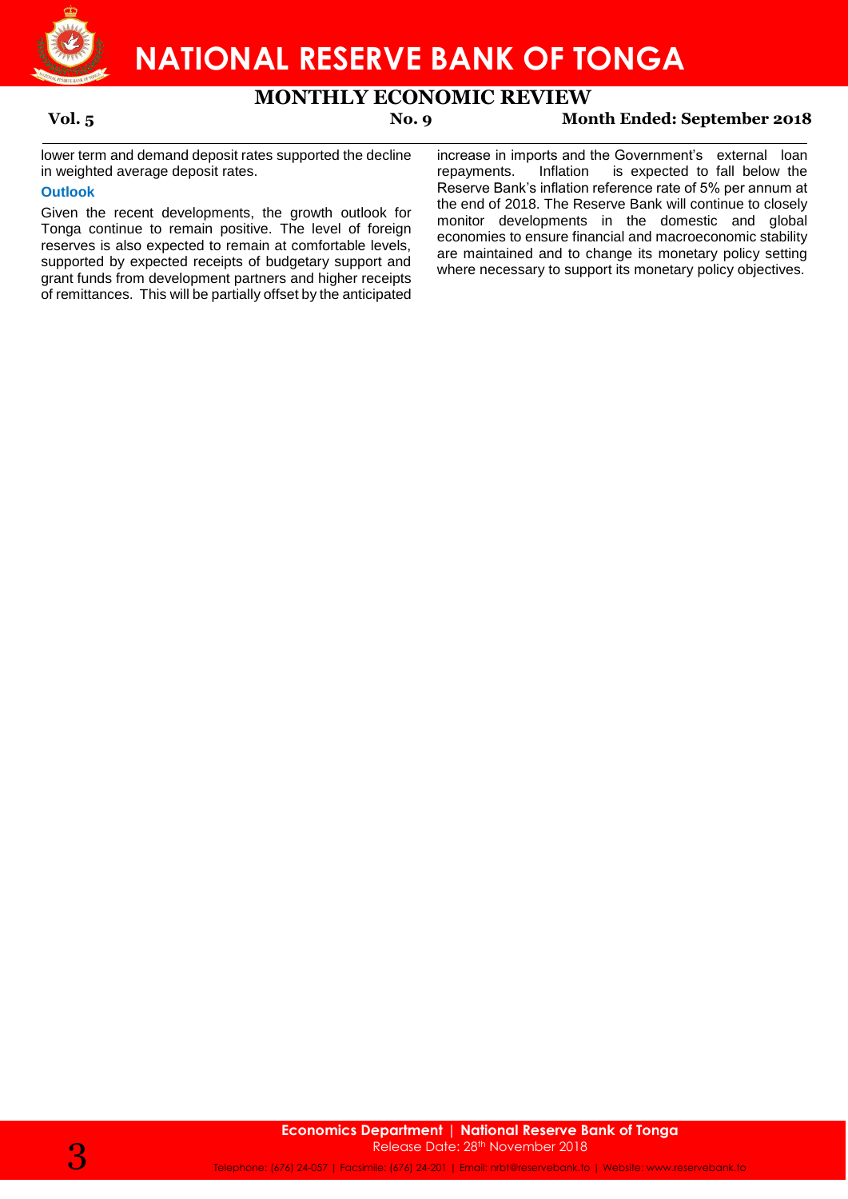lower term and demand deposit rates supported the decline in weighted average deposit rates.

### Outlook

Given the recent developments, the growth outlook for Tonga continue to remain positive. The level of foreign reserves is also expected to remain at comfortable levels, supported by expected receipts of budgetary support and grant funds from development partners and higher receipts of remittances. This will be partially offset by the anticipated increase in imports and the Government's external loan repayments. Inflation is expected to fall below the Reserve Bank's inflation reference rate of 5% per annum at the end of 2018. The Reserve Bank will continue to closely monitor developments in the domestic and global economies to ensure financial and macroeconomic stability are maintained and to change its monetary policy setting where necessary to support its monetary policy objectives.

**Economics Department | National Reserve Bank of Tonga**

Release Date: 28th November 2018

Telephone: (676) 24-057 | Facsimile: (676) 24-201 | Email: nrbt@reservebank.to | Website: www.reservebank.to